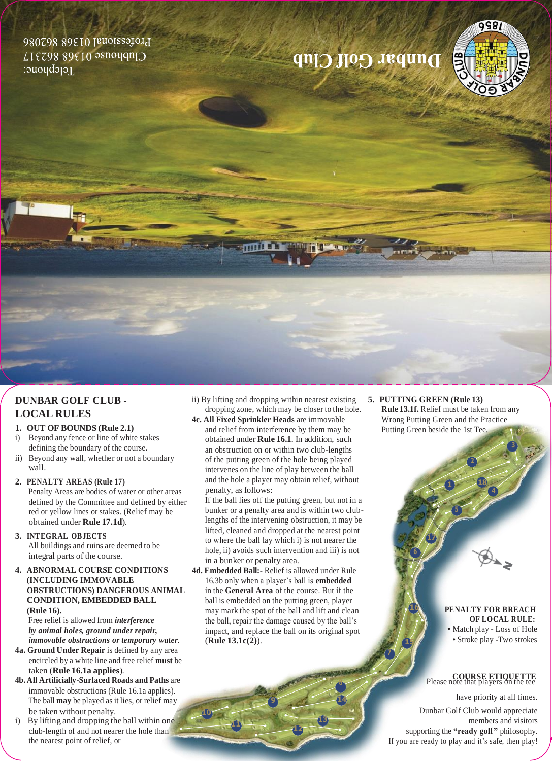Dunbar Golf Club

Telephone:
Clubhouse 01368 862317
Professional 01368 862086

## DUNBAR GOLF CLUB - LOCAL RULES

**1. OUT OF BOUNDS (Rule 2.1)**

i) Beyond any fence or line of white stakes defining the boundary of the course.

ii) Beyond any wall, whether or not a boundary wall.

**2. PENALTY AREAS (Rule 17)**

Penalty Areas are bodies of water or other areas defined by the Committee and defined by either red or yellow lines or stakes. (Relief may be obtained under **Rule 17.1d**).

**3. INTEGRAL OBJECTS**

All buildings and ruins are deemed to be integral parts of the course.

**4. ABNORMAL COURSE CONDITIONS (INCLUDING IMMOVABLE OBSTRUCTIONS) DANGEROUS ANIMAL CONDITION, EMBEDDED BALL (Rule 16).**

Free relief is allowed from ***interference by animal holes, ground under repair, immovable obstructions or temporary water***.

**4a. Ground Under Repair** is defined by any area encircled by a white line and free relief **must** be taken (**Rule 16.1a applies**).

**4b. All Artificially-Surfaced Roads and Paths** are immovable obstructions (Rule 16.1a applies). The ball **may** be played as it lies, or relief may be taken without penalty.

i) By lifting and dropping the ball within one club-length of and not nearer the hole than the nearest point of relief, or

ii) By lifting and dropping within nearest existing dropping zone, which may be closer to the hole.

**4c. All Fixed Sprinkler Heads** are immovable and relief from interference by them may be obtained under **Rule 16.1**. In addition, such an obstruction on or within two club-lengths of the putting green of the hole being played intervenes on the line of play between the ball and the hole a player may obtain relief, without penalty, as follows:

If the ball lies off the putting green, but not in a bunker or a penalty area and is within two club-lengths of the intervening obstruction, it may be lifted, cleaned and dropped at the nearest point to where the ball lay which i) is not nearer the hole, ii) avoids such intervention and iii) is not in a bunker or penalty area.

**4d. Embedded Ball:**- Relief is allowed under Rule 16.3b only when a player's ball is **embedded** in the **General Area** of the course. But if the ball is embedded on the putting green, player may mark the spot of the ball and lift and clean the ball, repair the damage caused by the ball's impact, and replace the ball on its original spot (**Rule 13.1c(2)**).

**5. PUTTING GREEN (Rule 13)**

**Rule 13.1f.** Relief must be taken from any Wrong Putting Green and the Practice Putting Green beside the 1st Tee.

**PENALTY FOR BREACH OF LOCAL RULE:**

- Match play - Loss of Hole
- Stroke play -Two strokes

**COURSE ETIQUETTE**

Please note that players on the tee have priority at all times.

Dunbar Golf Club would appreciate members and visitors supporting the **"ready golf"** philosophy.
If you are ready to play and it's safe, then play!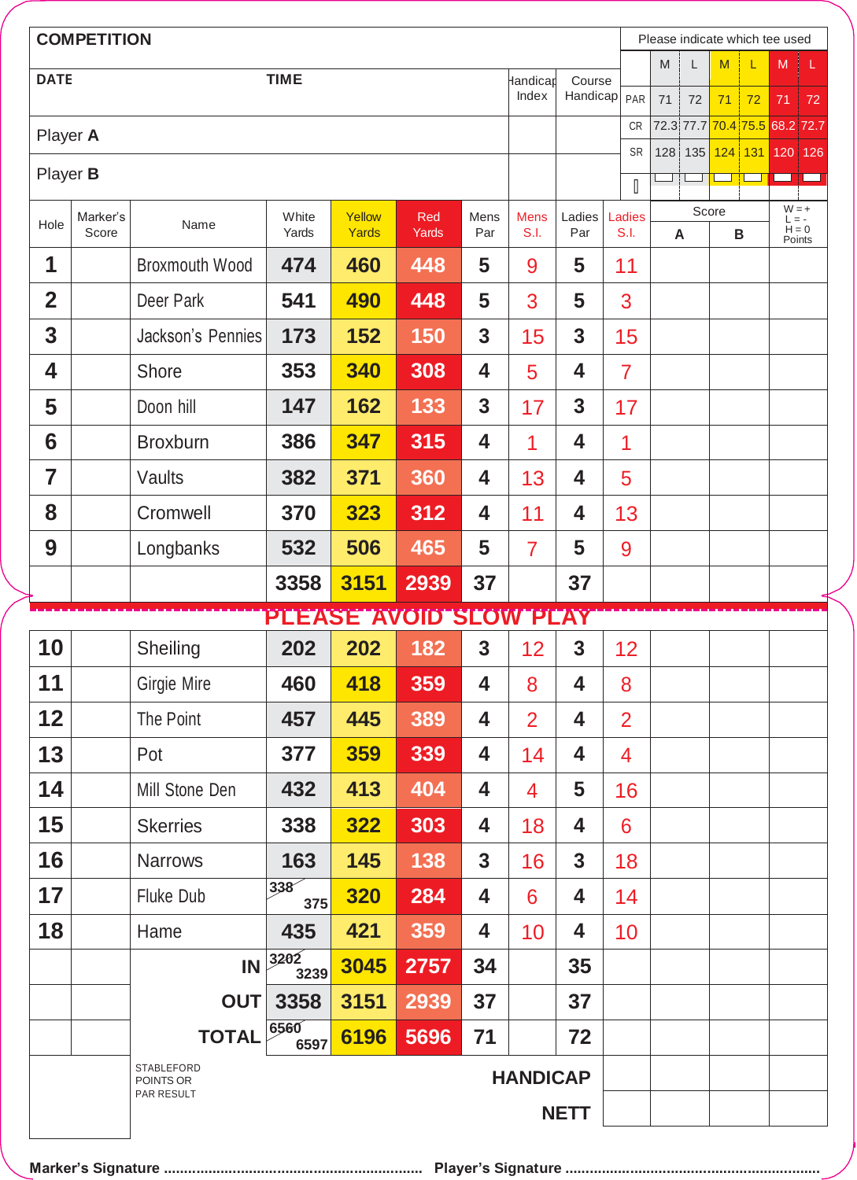| COMPETITION | | | | Please indicate which tee used | | | | | | |
|---|---|---|---|---|---|---|---|---|---|---|
| | | | | | M | L | M | L | M | L |
| DATE | TIME | Handicap Index | Course Handicap | PAR | 71 | 72 | 71 | 72 | 71 | 72 |
| Player A | | | | CR | 72.3 | 77.7 | 70.4 | 75.5 | 68.2 | 72.7 |
| Player B | | | | SR | 128 | 135 | 124 | 131 | 120 | 126 |

| Hole | Marker's Score | Name | White Yards | Yellow Yards | Red Yards | Mens Par | Mens S.I. | Ladies Par | Ladies S.I. | Score A | Score B | W = + L = - H = 0 Points |
|---|---|---|---|---|---|---|---|---|---|---|---|---|
| 1 | | Broxmouth Wood | 474 | 460 | 448 | 5 | 9 | 5 | 11 | | | |
| 2 | | Deer Park | 541 | 490 | 448 | 5 | 3 | 5 | 3 | | | |
| 3 | | Jackson's Pennies | 173 | 152 | 150 | 3 | 15 | 3 | 15 | | | |
| 4 | | Shore | 353 | 340 | 308 | 4 | 5 | 4 | 7 | | | |
| 5 | | Doon hill | 147 | 162 | 133 | 3 | 17 | 3 | 17 | | | |
| 6 | | Broxburn | 386 | 347 | 315 | 4 | 1 | 4 | 1 | | | |
| 7 | | Vaults | 382 | 371 | 360 | 4 | 13 | 4 | 5 | | | |
| 8 | | Cromwell | 370 | 323 | 312 | 4 | 11 | 4 | 13 | | | |
| 9 | | Longbanks | 532 | 506 | 465 | 5 | 7 | 5 | 9 | | | |
| | | | 3358 | 3151 | 2939 | 37 | | 37 | | | | |

**PLEASE AVOID SLOW PLAY**

| Hole | Marker's Score | Name | White Yards | Yellow Yards | Red Yards | Mens Par | Mens S.I. | Ladies Par | Ladies S.I. | Score A | Score B | Points |
|---|---|---|---|---|---|---|---|---|---|---|---|---|
| 10 | | Sheiling | 202 | 202 | 182 | 3 | 12 | 3 | 12 | | | |
| 11 | | Girgie Mire | 460 | 418 | 359 | 4 | 8 | 4 | 8 | | | |
| 12 | | The Point | 457 | 445 | 389 | 4 | 2 | 4 | 2 | | | |
| 13 | | Pot | 377 | 359 | 339 | 4 | 14 | 4 | 4 | | | |
| 14 | | Mill Stone Den | 432 | 413 | 404 | 4 | 4 | 5 | 16 | | | |
| 15 | | Skerries | 338 | 322 | 303 | 4 | 18 | 4 | 6 | | | |
| 16 | | Narrows | 163 | 145 | 138 | 3 | 16 | 3 | 18 | | | |
| 17 | | Fluke Dub | 338 / 375 | 320 | 284 | 4 | 6 | 4 | 14 | | | |
| 18 | | Hame | 435 | 421 | 359 | 4 | 10 | 4 | 10 | | | |
| | | IN | 3202 / 3239 | 3045 | 2757 | 34 | | 35 | | | | |
| | | OUT | 3358 | 3151 | 2939 | 37 | | 37 | | | | |
| | | TOTAL | 6560 / 6597 | 6196 | 5696 | 71 | | 72 | | | | |
| | STABLEFORD POINTS OR PAR RESULT | | | | | | | HANDICAP | | | | |
| | | | | | | | | NETT | | | | |

Marker's Signature ................................................ Player's Signature ................................................